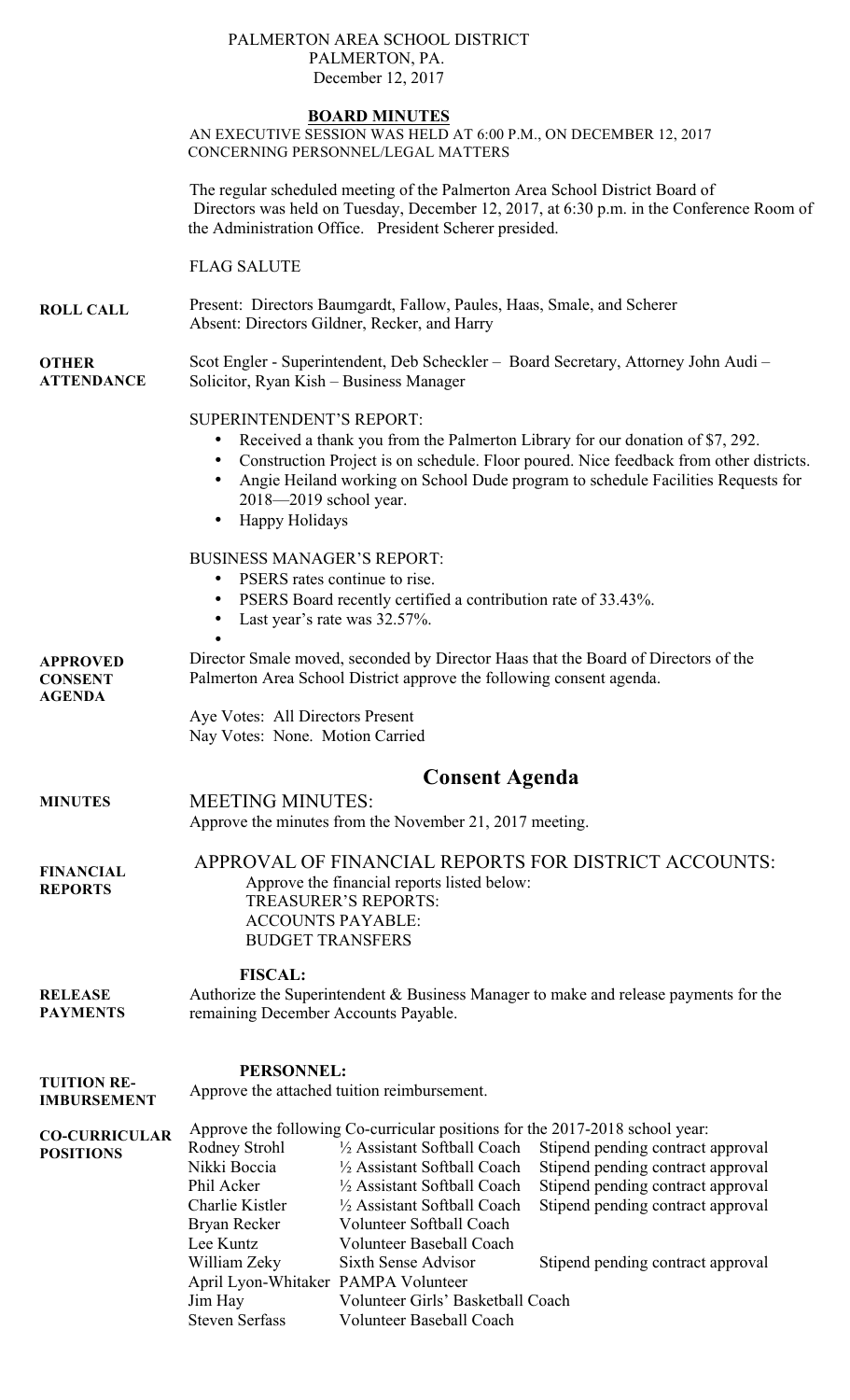PALMERTON AREA SCHOOL DISTRICT
PALMERTON, PA.
December 12, 2017

# BOARD MINUTES

AN EXECUTIVE SESSION WAS HELD AT 6:00 P.M., ON DECEMBER 12, 2017 CONCERNING PERSONNEL/LEGAL MATTERS

The regular scheduled meeting of the Palmerton Area School District Board of Directors was held on Tuesday, December 12, 2017, at 6:30 p.m. in the Conference Room of the Administration Office. President Scherer presided.

FLAG SALUTE

**ROLL CALL**
Present: Directors Baumgardt, Fallow, Paules, Haas, Smale, and Scherer
Absent: Directors Gildner, Recker, and Harry

**OTHER ATTENDANCE**
Scot Engler - Superintendent, Deb Scheckler – Board Secretary, Attorney John Audi – Solicitor, Ryan Kish – Business Manager

SUPERINTENDENT'S REPORT:

- Received a thank you from the Palmerton Library for our donation of $7, 292.
- Construction Project is on schedule. Floor poured. Nice feedback from other districts.
- Angie Heiland working on School Dude program to schedule Facilities Requests for 2018—2019 school year.
- Happy Holidays

BUSINESS MANAGER'S REPORT:

- PSERS rates continue to rise.
- PSERS Board recently certified a contribution rate of 33.43%.
- Last year's rate was 32.57%.

**APPROVED CONSENT AGENDA**
Director Smale moved, seconded by Director Haas that the Board of Directors of the Palmerton Area School District approve the following consent agenda.

Aye Votes: All Directors Present
Nay Votes: None. Motion Carried

## Consent Agenda

**MINUTES**
MEETING MINUTES:
Approve the minutes from the November 21, 2017 meeting.

**FINANCIAL REPORTS**
APPROVAL OF FINANCIAL REPORTS FOR DISTRICT ACCOUNTS:
Approve the financial reports listed below:
TREASURER'S REPORTS:
ACCOUNTS PAYABLE:
BUDGET TRANSFERS

**FISCAL:**

**RELEASE PAYMENTS**
Authorize the Superintendent & Business Manager to make and release payments for the remaining December Accounts Payable.

**PERSONNEL:**

**TUITION RE-IMBURSEMENT**
Approve the attached tuition reimbursement.

**CO-CURRICULAR POSITIONS**
Approve the following Co-curricular positions for the 2017-2018 school year:

| | | |
|---|---|---|
| Rodney Strohl | ½ Assistant Softball Coach | Stipend pending contract approval |
| Nikki Boccia | ½ Assistant Softball Coach | Stipend pending contract approval |
| Phil Acker | ½ Assistant Softball Coach | Stipend pending contract approval |
| Charlie Kistler | ½ Assistant Softball Coach | Stipend pending contract approval |
| Bryan Recker | Volunteer Softball Coach | |
| Lee Kuntz | Volunteer Baseball Coach | |
| William Zeky | Sixth Sense Advisor | Stipend pending contract approval |
| April Lyon-Whitaker | PAMPA Volunteer | |
| Jim Hay | Volunteer Girls' Basketball Coach | |
| Steven Serfass | Volunteer Baseball Coach | |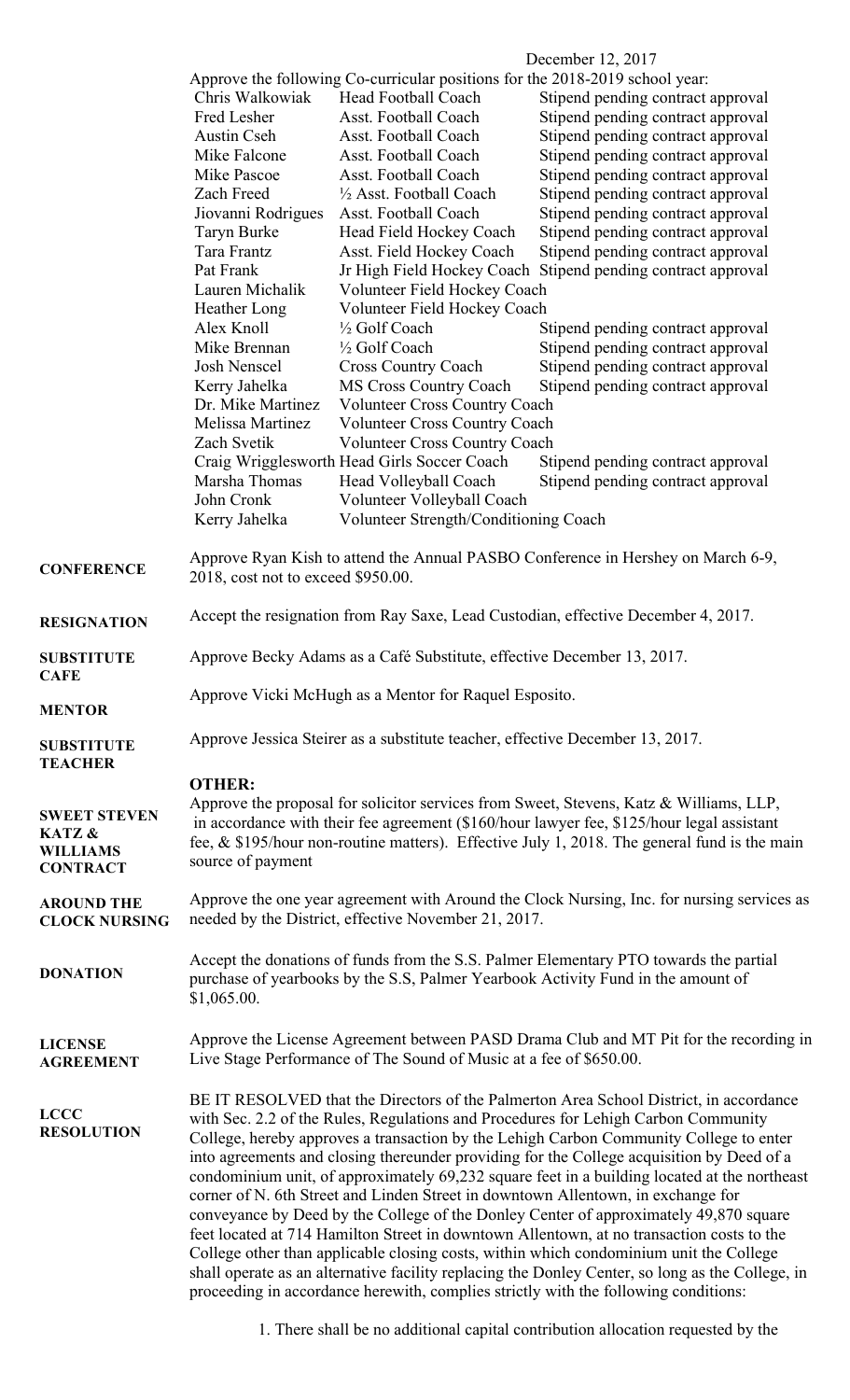December 12, 2017

Approve the following Co-curricular positions for the 2018-2019 school year:

| Name | Position | Stipend |
|---|---|---|
| Chris Walkowiak | Head Football Coach | Stipend pending contract approval |
| Fred Lesher | Asst. Football Coach | Stipend pending contract approval |
| Austin Cseh | Asst. Football Coach | Stipend pending contract approval |
| Mike Falcone | Asst. Football Coach | Stipend pending contract approval |
| Mike Pascoe | Asst. Football Coach | Stipend pending contract approval |
| Zach Freed | ½ Asst. Football Coach | Stipend pending contract approval |
| Jiovanni Rodrigues | Asst. Football Coach | Stipend pending contract approval |
| Taryn Burke | Head Field Hockey Coach | Stipend pending contract approval |
| Tara Frantz | Asst. Field Hockey Coach | Stipend pending contract approval |
| Pat Frank | Jr High Field Hockey Coach | Stipend pending contract approval |
| Lauren Michalik | Volunteer Field Hockey Coach | |
| Heather Long | Volunteer Field Hockey Coach | |
| Alex Knoll | ½ Golf Coach | Stipend pending contract approval |
| Mike Brennan | ½ Golf Coach | Stipend pending contract approval |
| Josh Nenscel | Cross Country Coach | Stipend pending contract approval |
| Kerry Jahelka | MS Cross Country Coach | Stipend pending contract approval |
| Dr. Mike Martinez | Volunteer Cross Country Coach | |
| Melissa Martinez | Volunteer Cross Country Coach | |
| Zach Svetik | Volunteer Cross Country Coach | |
| Craig Wrigglesworth | Head Girls Soccer Coach | Stipend pending contract approval |
| Marsha Thomas | Head Volleyball Coach | Stipend pending contract approval |
| John Cronk | Volunteer Volleyball Coach | |
| Kerry Jahelka | Volunteer Strength/Conditioning Coach | |

**CONFERENCE** Approve Ryan Kish to attend the Annual PASBO Conference in Hershey on March 6-9, 2018, cost not to exceed $950.00.

**RESIGNATION** Accept the resignation from Ray Saxe, Lead Custodian, effective December 4, 2017.

**SUBSTITUTE CAFE** Approve Becky Adams as a Café Substitute, effective December 13, 2017.

**MENTOR** Approve Vicki McHugh as a Mentor for Raquel Esposito.

**SUBSTITUTE TEACHER** Approve Jessica Steirer as a substitute teacher, effective December 13, 2017.

**OTHER:**

**SWEET STEVEN KATZ & WILLIAMS CONTRACT** Approve the proposal for solicitor services from Sweet, Stevens, Katz & Williams, LLP, in accordance with their fee agreement ($160/hour lawyer fee, $125/hour legal assistant fee, & $195/hour non-routine matters). Effective July 1, 2018. The general fund is the main source of payment

**AROUND THE CLOCK NURSING** Approve the one year agreement with Around the Clock Nursing, Inc. for nursing services as needed by the District, effective November 21, 2017.

**DONATION** Accept the donations of funds from the S.S. Palmer Elementary PTO towards the partial purchase of yearbooks by the S.S, Palmer Yearbook Activity Fund in the amount of $1,065.00.

**LICENSE AGREEMENT** Approve the License Agreement between PASD Drama Club and MT Pit for the recording in Live Stage Performance of The Sound of Music at a fee of $650.00.

**LCCC RESOLUTION** BE IT RESOLVED that the Directors of the Palmerton Area School District, in accordance with Sec. 2.2 of the Rules, Regulations and Procedures for Lehigh Carbon Community College, hereby approves a transaction by the Lehigh Carbon Community College to enter into agreements and closing thereunder providing for the College acquisition by Deed of a condominium unit, of approximately 69,232 square feet in a building located at the northeast corner of N. 6th Street and Linden Street in downtown Allentown, in exchange for conveyance by Deed by the College of the Donley Center of approximately 49,870 square feet located at 714 Hamilton Street in downtown Allentown, at no transaction costs to the College other than applicable closing costs, within which condominium unit the College shall operate as an alternative facility replacing the Donley Center, so long as the College, in proceeding in accordance herewith, complies strictly with the following conditions:

1. There shall be no additional capital contribution allocation requested by the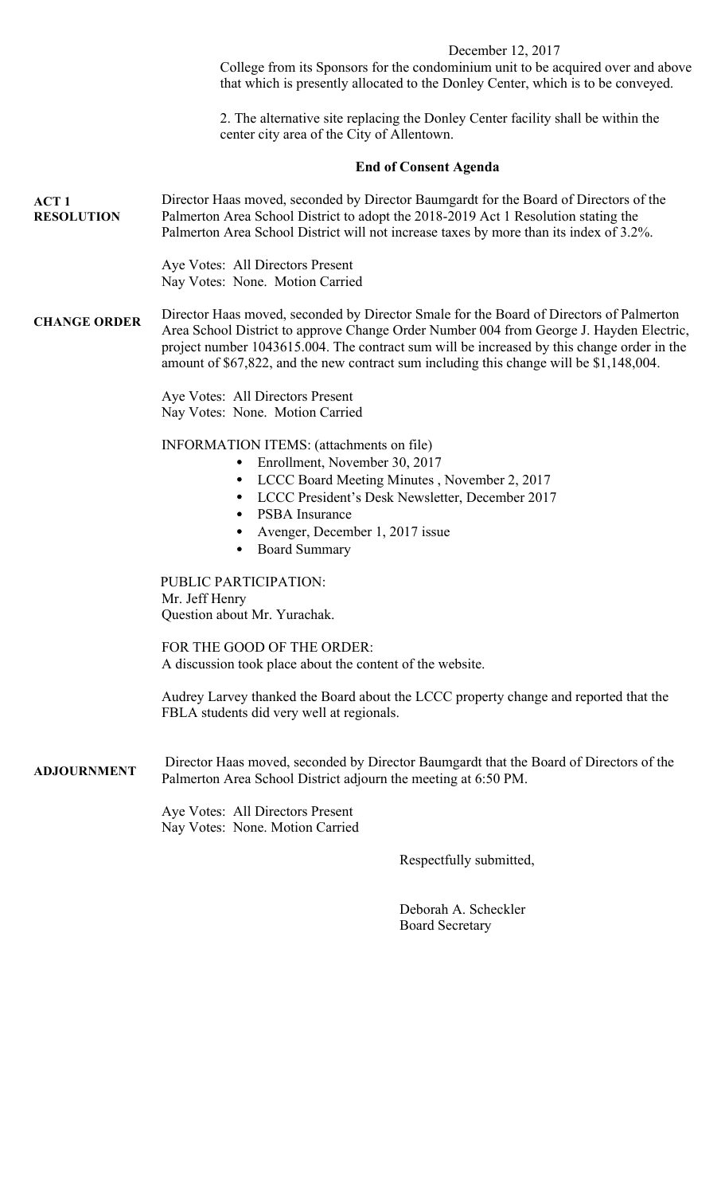December 12, 2017

College from its Sponsors for the condominium unit to be acquired over and above that which is presently allocated to the Donley Center, which is to be conveyed.

2. The alternative site replacing the Donley Center facility shall be within the center city area of the City of Allentown.

**End of Consent Agenda**

**ACT 1 RESOLUTION**

Director Haas moved, seconded by Director Baumgardt for the Board of Directors of the Palmerton Area School District to adopt the 2018-2019 Act 1 Resolution stating the Palmerton Area School District will not increase taxes by more than its index of 3.2%.

Aye Votes: All Directors Present
Nay Votes: None. Motion Carried

**CHANGE ORDER**

Director Haas moved, seconded by Director Smale for the Board of Directors of Palmerton Area School District to approve Change Order Number 004 from George J. Hayden Electric, project number 1043615.004. The contract sum will be increased by this change order in the amount of $67,822, and the new contract sum including this change will be $1,148,004.

Aye Votes: All Directors Present
Nay Votes: None. Motion Carried

INFORMATION ITEMS: (attachments on file)

- Enrollment, November 30, 2017
- LCCC Board Meeting Minutes , November 2, 2017
- LCCC President's Desk Newsletter, December 2017
- PSBA Insurance
- Avenger, December 1, 2017 issue
- Board Summary

PUBLIC PARTICIPATION:
Mr. Jeff Henry
Question about Mr. Yurachak.

FOR THE GOOD OF THE ORDER:
A discussion took place about the content of the website.

Audrey Larvey thanked the Board about the LCCC property change and reported that the FBLA students did very well at regionals.

**ADJOURNMENT**

Director Haas moved, seconded by Director Baumgardt that the Board of Directors of the Palmerton Area School District adjourn the meeting at 6:50 PM.

Aye Votes: All Directors Present
Nay Votes: None. Motion Carried

Respectfully submitted,

Deborah A. Scheckler
Board Secretary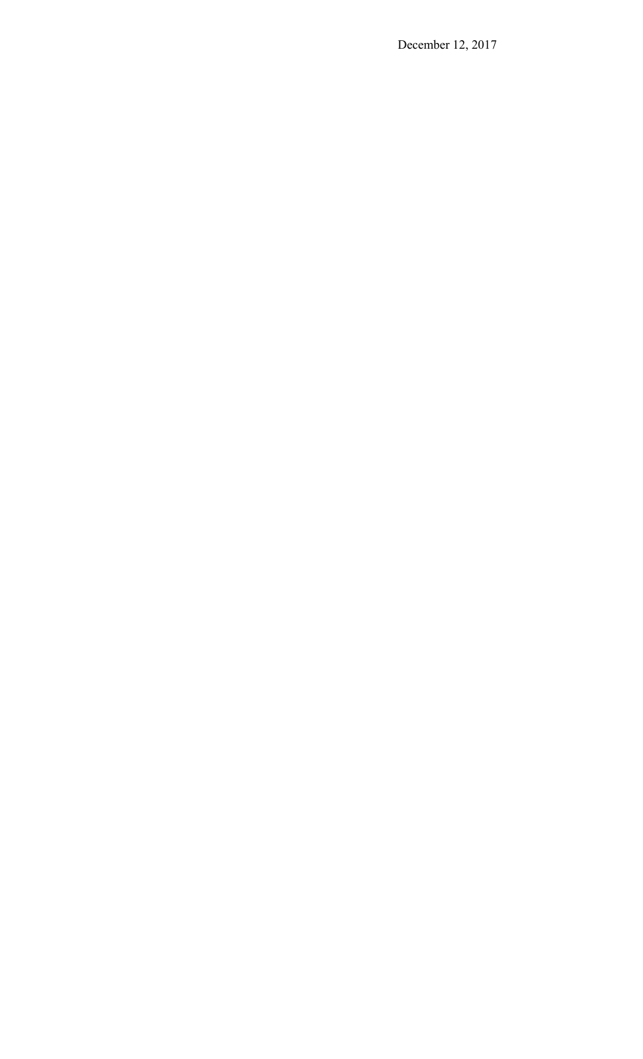December 12, 2017